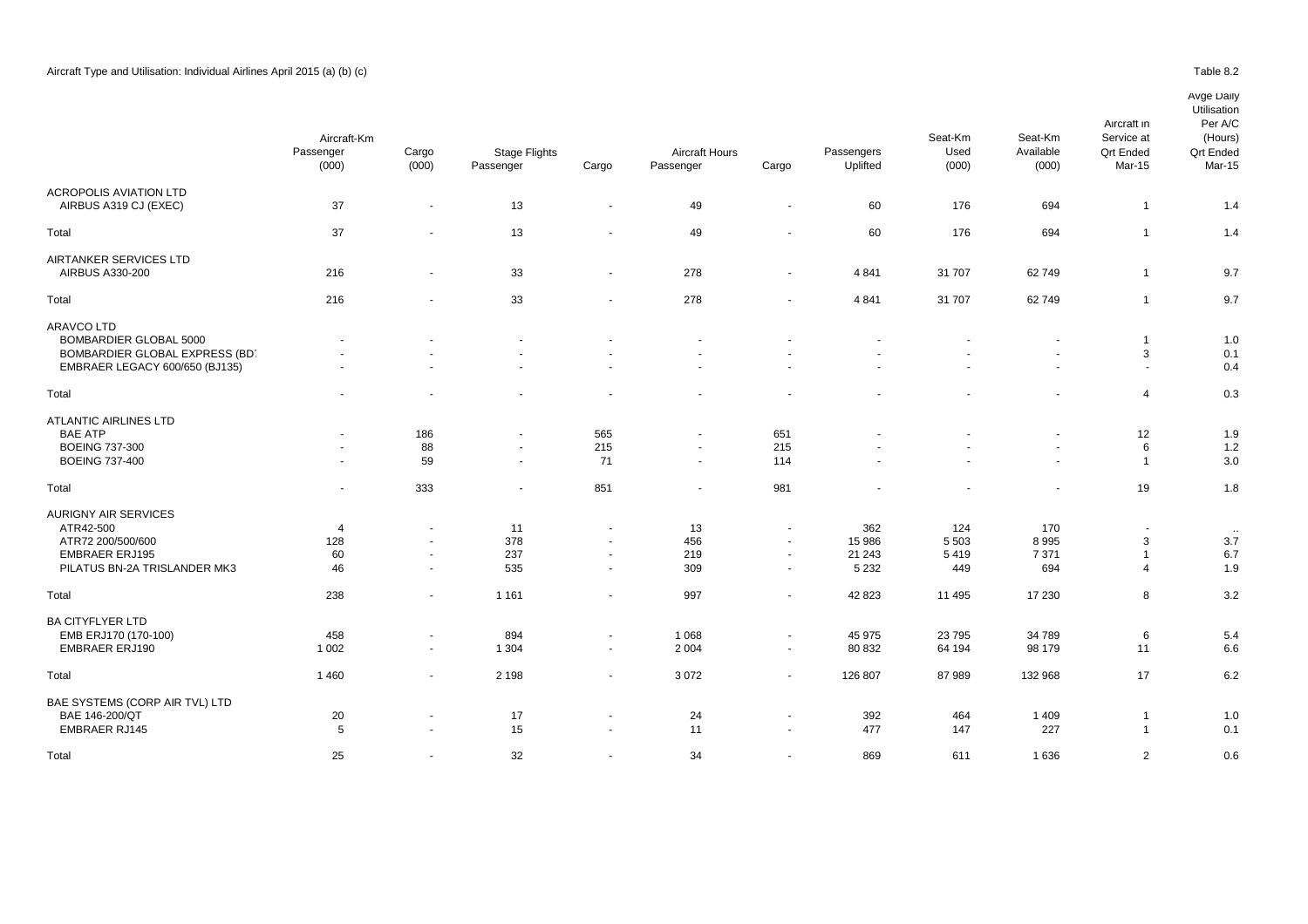Aircraft Type and Utilisation: Individual Airlines April 2015 (a) (b) (c)

Table 8.2

| | Aircraft-Km Passenger (000) | Cargo (000) | Stage Flights Passenger | Cargo | Aircraft Hours Passenger | Cargo | Passengers Uplifted | Seat-Km Used (000) | Seat-Km Available (000) | Aircraft in Service at Qrt Ended Mar-15 | Avge Daily Utilisation Per A/C (Hours) Qrt Ended Mar-15 |
|---|---|---|---|---|---|---|---|---|---|---|---|
| ACROPOLIS AVIATION LTD | | | | | | | | | | | |
| AIRBUS A319 CJ (EXEC) | 37 | - | 13 | - | 49 | - | 60 | 176 | 694 | 1 | 1.4 |
| Total | 37 | - | 13 | - | 49 | - | 60 | 176 | 694 | 1 | 1.4 |
| AIRTANKER SERVICES LTD | | | | | | | | | | | |
| AIRBUS A330-200 | 216 | - | 33 | - | 278 | - | 4 841 | 31 707 | 62 749 | 1 | 9.7 |
| Total | 216 | - | 33 | - | 278 | - | 4 841 | 31 707 | 62 749 | 1 | 9.7 |
| ARAVCO LTD | | | | | | | | | | | |
| BOMBARDIER GLOBAL 5000 | - | - | - | - | - | - | - | - | - | 1 | 1.0 |
| BOMBARDIER GLOBAL EXPRESS (BD | - | - | - | - | - | - | - | - | - | 3 | 0.1 |
| EMBRAER LEGACY 600/650 (BJ135) | - | - | - | - | - | - | - | - | - | - | 0.4 |
| Total | - | - | - | - | - | - | - | - | - | 4 | 0.3 |
| ATLANTIC AIRLINES LTD | | | | | | | | | | | |
| BAE ATP | - | 186 | - | 565 | - | 651 | - | - | - | 12 | 1.9 |
| BOEING 737-300 | - | 88 | - | 215 | - | 215 | - | - | - | 6 | 1.2 |
| BOEING 737-400 | - | 59 | - | 71 | - | 114 | - | - | - | 1 | 3.0 |
| Total | - | 333 | - | 851 | - | 981 | - | - | - | 19 | 1.8 |
| AURIGNY AIR SERVICES | | | | | | | | | | | |
| ATR42-500 | 4 | - | 11 | - | 13 | - | 362 | 124 | 170 | - | .. |
| ATR72 200/500/600 | 128 | - | 378 | - | 456 | - | 15 986 | 5 503 | 8 995 | 3 | 3.7 |
| EMBRAER ERJ195 | 60 | - | 237 | - | 219 | - | 21 243 | 5 419 | 7 371 | 1 | 6.7 |
| PILATUS BN-2A TRISLANDER MK3 | 46 | - | 535 | - | 309 | - | 5 232 | 449 | 694 | 4 | 1.9 |
| Total | 238 | - | 1 161 | - | 997 | - | 42 823 | 11 495 | 17 230 | 8 | 3.2 |
| BA CITYFLYER LTD | | | | | | | | | | | |
| EMB ERJ170 (170-100) | 458 | - | 894 | - | 1 068 | - | 45 975 | 23 795 | 34 789 | 6 | 5.4 |
| EMBRAER ERJ190 | 1 002 | - | 1 304 | - | 2 004 | - | 80 832 | 64 194 | 98 179 | 11 | 6.6 |
| Total | 1 460 | - | 2 198 | - | 3 072 | - | 126 807 | 87 989 | 132 968 | 17 | 6.2 |
| BAE SYSTEMS (CORP AIR TVL) LTD | | | | | | | | | | | |
| BAE 146-200/QT | 20 | - | 17 | - | 24 | - | 392 | 464 | 1 409 | 1 | 1.0 |
| EMBRAER RJ145 | 5 | - | 15 | - | 11 | - | 477 | 147 | 227 | 1 | 0.1 |
| Total | 25 | - | 32 | - | 34 | - | 869 | 611 | 1 636 | 2 | 0.6 |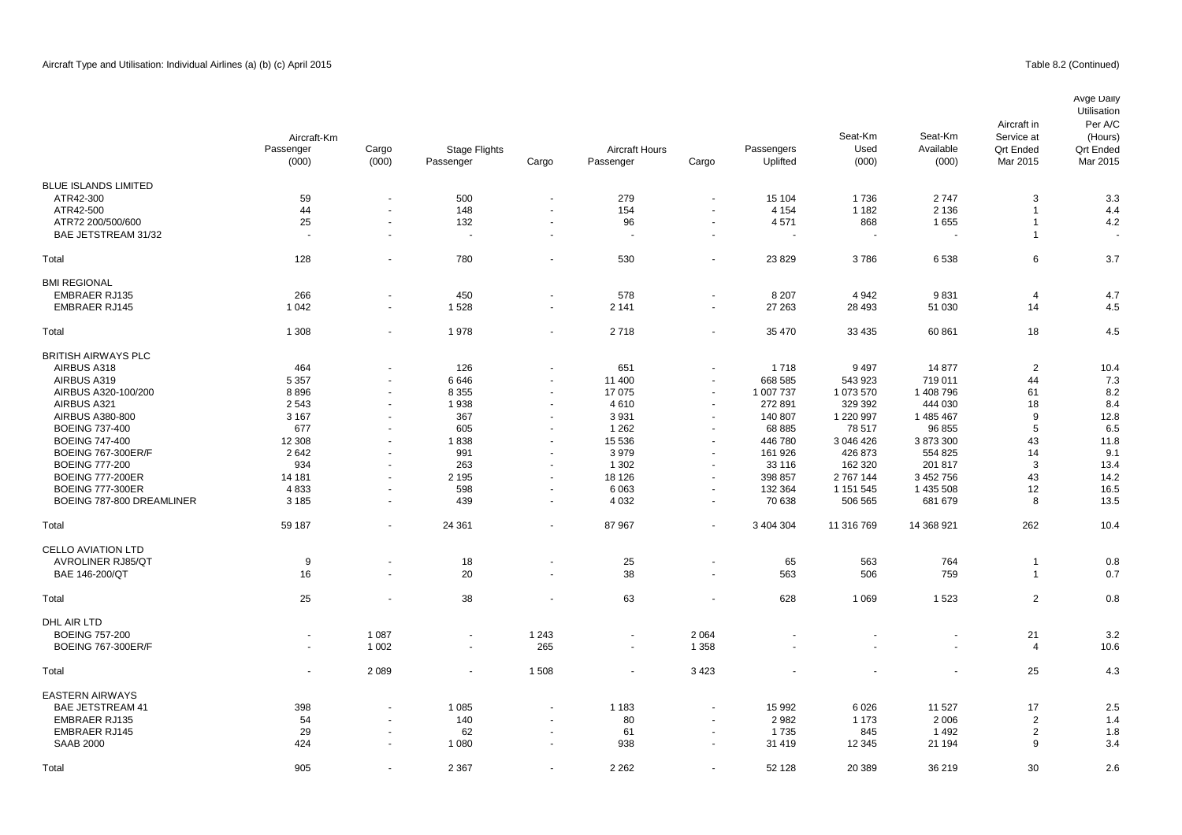Aircraft Type and Utilisation: Individual Airlines (a) (b) (c) April 2015

Table 8.2 (Continued)

| | Aircraft-Km Passenger (000) | Cargo (000) | Stage Flights Passenger | Cargo | Aircraft Hours Passenger | Cargo | Passengers Uplifted | Seat-Km Used (000) | Seat-Km Available (000) | Aircraft in Service at Qrt Ended Mar 2015 | Avge Daily Utilisation Per A/C (Hours) Qrt Ended Mar 2015 |
|---|---|---|---|---|---|---|---|---|---|---|---|
| BLUE ISLANDS LIMITED | | | | | | | | | | | |
| ATR42-300 | 59 | - | 500 | - | 279 | - | 15 104 | 1 736 | 2 747 | 3 | 3.3 |
| ATR42-500 | 44 | - | 148 | - | 154 | - | 4 154 | 1 182 | 2 136 | 1 | 4.4 |
| ATR72 200/500/600 | 25 | - | 132 | - | 96 | - | 4 571 | 868 | 1 655 | 1 | 4.2 |
| BAE JETSTREAM 31/32 | - | - | - | - | - | - | - | - | - | 1 | - |
| Total | 128 | - | 780 | - | 530 | - | 23 829 | 3 786 | 6 538 | 6 | 3.7 |
| BMI REGIONAL | | | | | | | | | | | |
| EMBRAER RJ135 | 266 | - | 450 | - | 578 | - | 8 207 | 4 942 | 9 831 | 4 | 4.7 |
| EMBRAER RJ145 | 1 042 | - | 1 528 | - | 2 141 | - | 27 263 | 28 493 | 51 030 | 14 | 4.5 |
| Total | 1 308 | - | 1 978 | - | 2 718 | - | 35 470 | 33 435 | 60 861 | 18 | 4.5 |
| BRITISH AIRWAYS PLC | | | | | | | | | | | |
| AIRBUS A318 | 464 | - | 126 | - | 651 | - | 1 718 | 9 497 | 14 877 | 2 | 10.4 |
| AIRBUS A319 | 5 357 | - | 6 646 | - | 11 400 | - | 668 585 | 543 923 | 719 011 | 44 | 7.3 |
| AIRBUS A320-100/200 | 8 896 | - | 8 355 | - | 17 075 | - | 1 007 737 | 1 073 570 | 1 408 796 | 61 | 8.2 |
| AIRBUS A321 | 2 543 | - | 1 938 | - | 4 610 | - | 272 891 | 329 392 | 444 030 | 18 | 8.4 |
| AIRBUS A380-800 | 3 167 | - | 367 | - | 3 931 | - | 140 807 | 1 220 997 | 1 485 467 | 9 | 12.8 |
| BOEING 737-400 | 677 | - | 605 | - | 1 262 | - | 68 885 | 78 517 | 96 855 | 5 | 6.5 |
| BOEING 747-400 | 12 308 | - | 1 838 | - | 15 536 | - | 446 780 | 3 046 426 | 3 873 300 | 43 | 11.8 |
| BOEING 767-300ER/F | 2 642 | - | 991 | - | 3 979 | - | 161 926 | 426 873 | 554 825 | 14 | 9.1 |
| BOEING 777-200 | 934 | - | 263 | - | 1 302 | - | 33 116 | 162 320 | 201 817 | 3 | 13.4 |
| BOEING 777-200ER | 14 181 | - | 2 195 | - | 18 126 | - | 398 857 | 2 767 144 | 3 452 756 | 43 | 14.2 |
| BOEING 777-300ER | 4 833 | - | 598 | - | 6 063 | - | 132 364 | 1 151 545 | 1 435 508 | 12 | 16.5 |
| BOEING 787-800 DREAMLINER | 3 185 | - | 439 | - | 4 032 | - | 70 638 | 506 565 | 681 679 | 8 | 13.5 |
| Total | 59 187 | - | 24 361 | - | 87 967 | - | 3 404 304 | 11 316 769 | 14 368 921 | 262 | 10.4 |
| CELLO AVIATION LTD | | | | | | | | | | | |
| AVROLINER RJ85/QT | 9 | - | 18 | - | 25 | - | 65 | 563 | 764 | 1 | 0.8 |
| BAE 146-200/QT | 16 | - | 20 | - | 38 | - | 563 | 506 | 759 | 1 | 0.7 |
| Total | 25 | - | 38 | - | 63 | - | 628 | 1 069 | 1 523 | 2 | 0.8 |
| DHL AIR LTD | | | | | | | | | | | |
| BOEING 757-200 | - | 1 087 | - | 1 243 | - | 2 064 | - | - | - | 21 | 3.2 |
| BOEING 767-300ER/F | - | 1 002 | - | 265 | - | 1 358 | - | - | - | 4 | 10.6 |
| Total | - | 2 089 | - | 1 508 | - | 3 423 | - | - | - | 25 | 4.3 |
| EASTERN AIRWAYS | | | | | | | | | | | |
| BAE JETSTREAM 41 | 398 | - | 1 085 | - | 1 183 | - | 15 992 | 6 026 | 11 527 | 17 | 2.5 |
| EMBRAER RJ135 | 54 | - | 140 | - | 80 | - | 2 982 | 1 173 | 2 006 | 2 | 1.4 |
| EMBRAER RJ145 | 29 | - | 62 | - | 61 | - | 1 735 | 845 | 1 492 | 2 | 1.8 |
| SAAB 2000 | 424 | - | 1 080 | - | 938 | - | 31 419 | 12 345 | 21 194 | 9 | 3.4 |
| Total | 905 | - | 2 367 | - | 2 262 | - | 52 128 | 20 389 | 36 219 | 30 | 2.6 |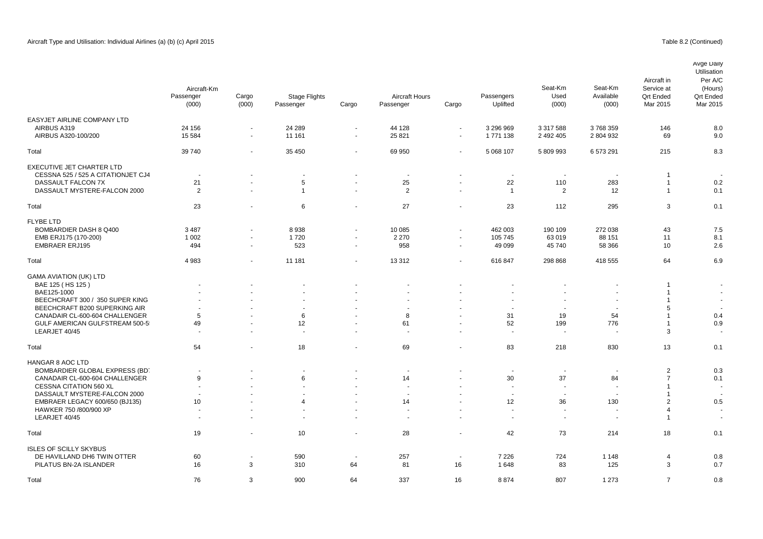Aircraft Type and Utilisation: Individual Airlines (a) (b) (c) April 2015

Table 8.2 (Continued)

| | Aircraft-Km Passenger (000) | Cargo (000) | Stage Flights Passenger | Cargo | Aircraft Hours Passenger | Cargo | Passengers Uplifted | Seat-Km Used (000) | Seat-Km Available (000) | Aircraft in Service at Qrt Ended Mar 2015 | Avge Daily Utilisation Per A/C (Hours) Qrt Ended Mar 2015 |
|---|---|---|---|---|---|---|---|---|---|---|---|
| EASYJET AIRLINE COMPANY LTD | | | | | | | | | | | |
| AIRBUS A319 | 24 156 | - | 24 289 | - | 44 128 | - | 3 296 969 | 3 317 588 | 3 768 359 | 146 | 8.0 |
| AIRBUS A320-100/200 | 15 584 | - | 11 161 | - | 25 821 | - | 1 771 138 | 2 492 405 | 2 804 932 | 69 | 9.0 |
| Total | 39 740 | - | 35 450 | - | 69 950 | - | 5 068 107 | 5 809 993 | 6 573 291 | 215 | 8.3 |
| EXECUTIVE JET CHARTER LTD | | | | | | | | | | | |
| CESSNA 525 / 525 A CITATIONJET CJ4 | - | - | - | - | - | - | - | - | - | 1 | - |
| DASSAULT FALCON 7X | 21 | - | 5 | - | 25 | - | 22 | 110 | 283 | 1 | 0.2 |
| DASSAULT MYSTERE-FALCON 2000 | 2 | - | 1 | - | 2 | - | 1 | 2 | 12 | 1 | 0.1 |
| Total | 23 | - | 6 | - | 27 | - | 23 | 112 | 295 | 3 | 0.1 |
| FLYBE LTD | | | | | | | | | | | |
| BOMBARDIER DASH 8 Q400 | 3 487 | - | 8 938 | - | 10 085 | - | 462 003 | 190 109 | 272 038 | 43 | 7.5 |
| EMB ERJ175 (170-200) | 1 002 | - | 1 720 | - | 2 270 | - | 105 745 | 63 019 | 88 151 | 11 | 8.1 |
| EMBRAER ERJ195 | 494 | - | 523 | - | 958 | - | 49 099 | 45 740 | 58 366 | 10 | 2.6 |
| Total | 4 983 | - | 11 181 | - | 13 312 | - | 616 847 | 298 868 | 418 555 | 64 | 6.9 |
| GAMA AVIATION (UK) LTD | | | | | | | | | | | |
| BAE 125 ( HS 125 ) | - | - | - | - | - | - | - | - | - | 1 | - |
| BAE125-1000 | - | - | - | - | - | - | - | - | - | 1 | - |
| BEECHCRAFT 300 / 350 SUPER KING | - | - | - | - | - | - | - | - | - | 1 | - |
| BEECHCRAFT B200 SUPERKING AIR | - | - | - | - | - | - | - | - | - | 5 | - |
| CANADAIR CL-600-604 CHALLENGER | 5 | - | 6 | - | 8 | - | 31 | 19 | 54 | 1 | 0.4 |
| GULF AMERICAN GULFSTREAM 500-5 | 49 | - | 12 | - | 61 | - | 52 | 199 | 776 | 1 | 0.9 |
| LEARJET 40/45 | - | - | - | - | - | - | - | - | - | 3 | - |
| Total | 54 | - | 18 | - | 69 | - | 83 | 218 | 830 | 13 | 0.1 |
| HANGAR 8 AOC LTD | | | | | | | | | | | |
| BOMBARDIER GLOBAL EXPRESS (BD | - | - | - | - | - | - | - | - | - | 2 | 0.3 |
| CANADAIR CL-600-604 CHALLENGER | 9 | - | 6 | - | 14 | - | 30 | 37 | 84 | 7 | 0.1 |
| CESSNA CITATION 560 XL | - | - | - | - | - | - | - | - | - | 1 | - |
| DASSAULT MYSTERE-FALCON 2000 | - | - | - | - | - | - | - | - | - | 1 | - |
| EMBRAER LEGACY 600/650 (BJ135) | 10 | - | 4 | - | 14 | - | 12 | 36 | 130 | 2 | 0.5 |
| HAWKER 750 /800/900 XP | - | - | - | - | - | - | - | - | - | 4 | - |
| LEARJET 40/45 | - | - | - | - | - | - | - | - | - | 1 | - |
| Total | 19 | - | 10 | - | 28 | - | 42 | 73 | 214 | 18 | 0.1 |
| ISLES OF SCILLY SKYBUS | | | | | | | | | | | |
| DE HAVILLAND DH6 TWIN OTTER | 60 | - | 590 | - | 257 | - | 7 226 | 724 | 1 148 | 4 | 0.8 |
| PILATUS BN-2A ISLANDER | 16 | 3 | 310 | 64 | 81 | 16 | 1 648 | 83 | 125 | 3 | 0.7 |
| Total | 76 | 3 | 900 | 64 | 337 | 16 | 8 874 | 807 | 1 273 | 7 | 0.8 |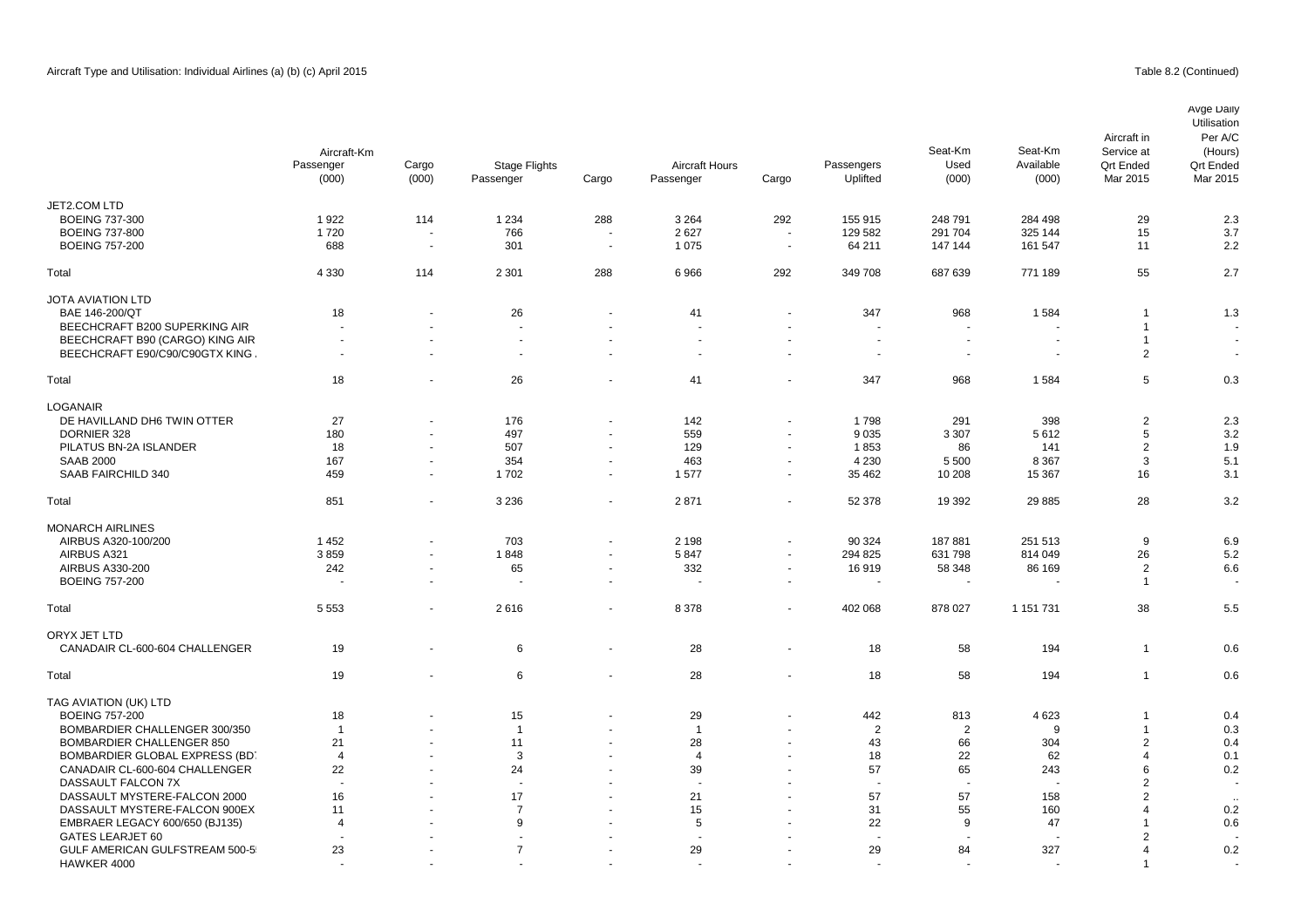Aircraft Type and Utilisation: Individual Airlines (a) (b) (c) April 2015

Table 8.2 (Continued)

| | Aircraft-Km Passenger (000) | Cargo (000) | Stage Flights Passenger | Cargo | Aircraft Hours Passenger | Cargo | Passengers Uplifted | Seat-Km Used (000) | Seat-Km Available (000) | Aircraft in Service at Qrt Ended Mar 2015 | Avge Daily Utilisation Per A/C (Hours) Qrt Ended Mar 2015 |
|---|---|---|---|---|---|---|---|---|---|---|---|
| JET2.COM LTD | | | | | | | | | | | |
| BOEING 737-300 | 1 922 | 114 | 1 234 | 288 | 3 264 | 292 | 155 915 | 248 791 | 284 498 | 29 | 2.3 |
| BOEING 737-800 | 1 720 | - | 766 | - | 2 627 | - | 129 582 | 291 704 | 325 144 | 15 | 3.7 |
| BOEING 757-200 | 688 | - | 301 | - | 1 075 | - | 64 211 | 147 144 | 161 547 | 11 | 2.2 |
| Total | 4 330 | 114 | 2 301 | 288 | 6 966 | 292 | 349 708 | 687 639 | 771 189 | 55 | 2.7 |
| JOTA AVIATION LTD | | | | | | | | | | | |
| BAE 146-200/QT | 18 | - | 26 | - | 41 | - | 347 | 968 | 1 584 | 1 | 1.3 |
| BEECHCRAFT B200 SUPERKING AIR | - | - | - | - | - | - | - | - | - | 1 | - |
| BEECHCRAFT B90 (CARGO) KING AIR | - | - | - | - | - | - | - | - | - | 1 | - |
| BEECHCRAFT E90/C90/C90GTX KING | - | - | - | - | - | - | - | - | - | 2 | - |
| Total | 18 | - | 26 | - | 41 | - | 347 | 968 | 1 584 | 5 | 0.3 |
| LOGANAIR | | | | | | | | | | | |
| DE HAVILLAND DH6 TWIN OTTER | 27 | - | 176 | - | 142 | - | 1 798 | 291 | 398 | 2 | 2.3 |
| DORNIER 328 | 180 | - | 497 | - | 559 | - | 9 035 | 3 307 | 5 612 | 5 | 3.2 |
| PILATUS BN-2A ISLANDER | 18 | - | 507 | - | 129 | - | 1 853 | 86 | 141 | 2 | 1.9 |
| SAAB 2000 | 167 | - | 354 | - | 463 | - | 4 230 | 5 500 | 8 367 | 3 | 5.1 |
| SAAB FAIRCHILD 340 | 459 | - | 1 702 | - | 1 577 | - | 35 462 | 10 208 | 15 367 | 16 | 3.1 |
| Total | 851 | - | 3 236 | - | 2 871 | - | 52 378 | 19 392 | 29 885 | 28 | 3.2 |
| MONARCH AIRLINES | | | | | | | | | | | |
| AIRBUS A320-100/200 | 1 452 | - | 703 | - | 2 198 | - | 90 324 | 187 881 | 251 513 | 9 | 6.9 |
| AIRBUS A321 | 3 859 | - | 1 848 | - | 5 847 | - | 294 825 | 631 798 | 814 049 | 26 | 5.2 |
| AIRBUS A330-200 | 242 | - | 65 | - | 332 | - | 16 919 | 58 348 | 86 169 | 2 | 6.6 |
| BOEING 757-200 | - | - | - | - | - | - | - | - | - | 1 | - |
| Total | 5 553 | - | 2 616 | - | 8 378 | - | 402 068 | 878 027 | 1 151 731 | 38 | 5.5 |
| ORYX JET LTD | | | | | | | | | | | |
| CANADAIR CL-600-604 CHALLENGER | 19 | - | 6 | - | 28 | - | 18 | 58 | 194 | 1 | 0.6 |
| Total | 19 | - | 6 | - | 28 | - | 18 | 58 | 194 | 1 | 0.6 |
| TAG AVIATION (UK) LTD | | | | | | | | | | | |
| BOEING 757-200 | 18 | - | 15 | - | 29 | - | 442 | 813 | 4 623 | 1 | 0.4 |
| BOMBARDIER CHALLENGER 300/350 | 1 | - | 1 | - | 1 | - | 2 | 2 | 9 | 1 | 0.3 |
| BOMBARDIER CHALLENGER 850 | 21 | - | 11 | - | 28 | - | 43 | 66 | 304 | 2 | 0.4 |
| BOMBARDIER GLOBAL EXPRESS (BD | 4 | - | 3 | - | 4 | - | 18 | 22 | 62 | 4 | 0.1 |
| CANADAIR CL-600-604 CHALLENGER | 22 | - | 24 | - | 39 | - | 57 | 65 | 243 | 6 | 0.2 |
| DASSAULT FALCON 7X | - | - | - | - | - | - | - | - | - | 2 | - |
| DASSAULT MYSTERE-FALCON 2000 | 16 | - | 17 | - | 21 | - | 57 | 57 | 158 | 2 | .. |
| DASSAULT MYSTERE-FALCON 900EX | 11 | - | 7 | - | 15 | - | 31 | 55 | 160 | 4 | 0.2 |
| EMBRAER LEGACY 600/650 (BJ135) | 4 | - | 9 | - | 5 | - | 22 | 9 | 47 | 1 | 0.6 |
| GATES LEARJET 60 | - | - | - | - | - | - | - | - | - | 2 | - |
| GULF AMERICAN GULFSTREAM 500-5 | 23 | - | 7 | - | 29 | - | 29 | 84 | 327 | 4 | 0.2 |
| HAWKER 4000 | - | - | - | - | - | - | - | - | - | 1 | - |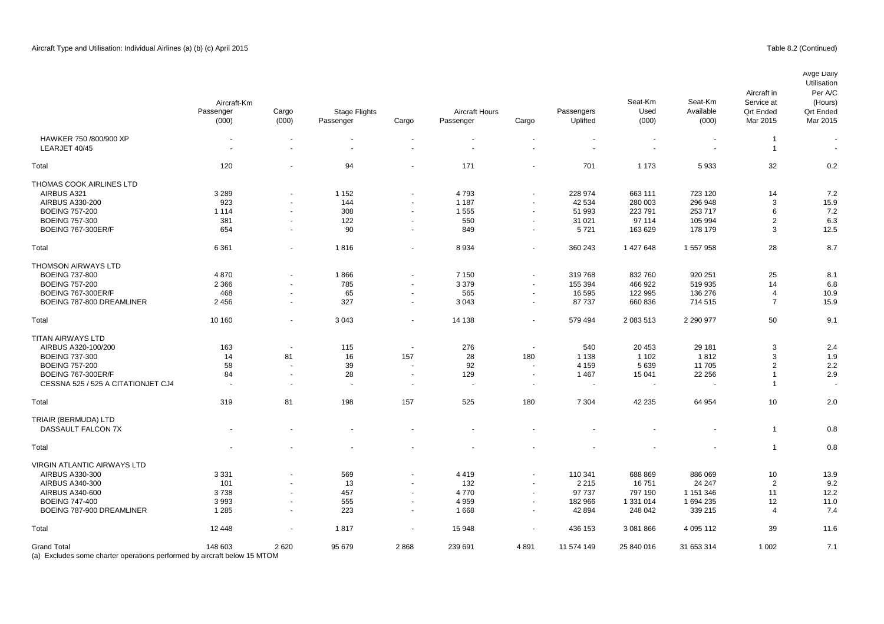Aircraft Type and Utilisation: Individual Airlines (a) (b) (c) April 2015

Table 8.2 (Continued)

| | Aircraft-Km Passenger (000) | Cargo (000) | Stage Flights Passenger | Cargo | Aircraft Hours Passenger | Cargo | Passengers Uplifted | Seat-Km Used (000) | Seat-Km Available (000) | Aircraft in Service at Qrt Ended Mar 2015 | Avge Daily Utilisation Per A/C (Hours) Qrt Ended Mar 2015 |
|---|---|---|---|---|---|---|---|---|---|---|---|
| HAWKER 750 /800/900 XP | - | - | - | - | - | - | - | - | - | 1 | - |
| LEARJET 40/45 | - | - | - | - | - | - | - | - | - | 1 | - |
| Total | 120 | - | 94 | - | 171 | - | 701 | 1 173 | 5 933 | 32 | 0.2 |
| THOMAS COOK AIRLINES LTD | | | | | | | | | | | |
| AIRBUS A321 | 3 289 | - | 1 152 | - | 4 793 | - | 228 974 | 663 111 | 723 120 | 14 | 7.2 |
| AIRBUS A330-200 | 923 | - | 144 | - | 1 187 | - | 42 534 | 280 003 | 296 948 | 3 | 15.9 |
| BOEING 757-200 | 1 114 | - | 308 | - | 1 555 | - | 51 993 | 223 791 | 253 717 | 6 | 7.2 |
| BOEING 757-300 | 381 | - | 122 | - | 550 | - | 31 021 | 97 114 | 105 994 | 2 | 6.3 |
| BOEING 767-300ER/F | 654 | - | 90 | - | 849 | - | 5 721 | 163 629 | 178 179 | 3 | 12.5 |
| Total | 6 361 | - | 1 816 | - | 8 934 | - | 360 243 | 1 427 648 | 1 557 958 | 28 | 8.7 |
| THOMSON AIRWAYS LTD | | | | | | | | | | | |
| BOEING 737-800 | 4 870 | - | 1 866 | - | 7 150 | - | 319 768 | 832 760 | 920 251 | 25 | 8.1 |
| BOEING 757-200 | 2 366 | - | 785 | - | 3 379 | - | 155 394 | 466 922 | 519 935 | 14 | 6.8 |
| BOEING 767-300ER/F | 468 | - | 65 | - | 565 | - | 16 595 | 122 995 | 136 276 | 4 | 10.9 |
| BOEING 787-800 DREAMLINER | 2 456 | - | 327 | - | 3 043 | - | 87 737 | 660 836 | 714 515 | 7 | 15.9 |
| Total | 10 160 | - | 3 043 | - | 14 138 | - | 579 494 | 2 083 513 | 2 290 977 | 50 | 9.1 |
| TITAN AIRWAYS LTD | | | | | | | | | | | |
| AIRBUS A320-100/200 | 163 | - | 115 | - | 276 | - | 540 | 20 453 | 29 181 | 3 | 2.4 |
| BOEING 737-300 | 14 | 81 | 16 | 157 | 28 | 180 | 1 138 | 1 102 | 1 812 | 3 | 1.9 |
| BOEING 757-200 | 58 | - | 39 | - | 92 | - | 4 159 | 5 639 | 11 705 | 2 | 2.2 |
| BOEING 767-300ER/F | 84 | - | 28 | - | 129 | - | 1 467 | 15 041 | 22 256 | 1 | 2.9 |
| CESSNA 525 / 525 A CITATIONJET CJ4 | - | - | - | - | - | - | - | - | - | 1 | - |
| Total | 319 | 81 | 198 | 157 | 525 | 180 | 7 304 | 42 235 | 64 954 | 10 | 2.0 |
| TRIAIR (BERMUDA) LTD | | | | | | | | | | | |
| DASSAULT FALCON 7X | - | - | - | - | - | - | - | - | - | 1 | 0.8 |
| Total | - | - | - | - | - | - | - | - | - | 1 | 0.8 |
| VIRGIN ATLANTIC AIRWAYS LTD | | | | | | | | | | | |
| AIRBUS A330-300 | 3 331 | - | 569 | - | 4 419 | - | 110 341 | 688 869 | 886 069 | 10 | 13.9 |
| AIRBUS A340-300 | 101 | - | 13 | - | 132 | - | 2 215 | 16 751 | 24 247 | 2 | 9.2 |
| AIRBUS A340-600 | 3 738 | - | 457 | - | 4 770 | - | 97 737 | 797 190 | 1 151 346 | 11 | 12.2 |
| BOEING 747-400 | 3 993 | - | 555 | - | 4 959 | - | 182 966 | 1 331 014 | 1 694 235 | 12 | 11.0 |
| BOEING 787-900 DREAMLINER | 1 285 | - | 223 | - | 1 668 | - | 42 894 | 248 042 | 339 215 | 4 | 7.4 |
| Total | 12 448 | - | 1 817 | - | 15 948 | - | 436 153 | 3 081 866 | 4 095 112 | 39 | 11.6 |
| Grand Total | 148 603 | 2 620 | 95 679 | 2 868 | 239 691 | 4 891 | 11 574 149 | 25 840 016 | 31 653 314 | 1 002 | 7.1 |

(a) Excludes some charter operations performed by aircraft below 15 MTOM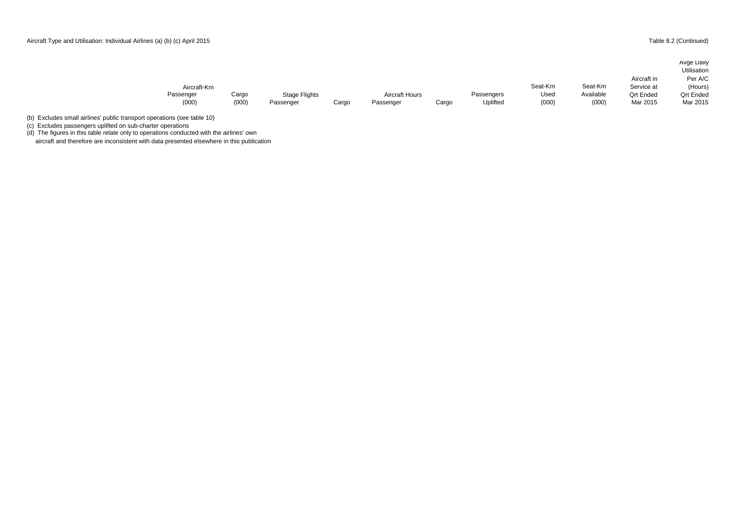Aircraft Type and Utilisation: Individual Airlines (a) (b) (c) April 2015

Table 8.2 (Continued)

| Aircraft-Km Passenger (000) | Cargo (000) | Stage Flights Passenger | Cargo | Aircraft Hours Passenger | Cargo | Passengers Uplifted | Seat-Km Used (000) | Seat-Km Available (000) | Aircraft in Service at Qrt Ended Mar 2015 | Avge Daily Utilisation Per A/C (Hours) Qrt Ended Mar 2015 |
|---|---|---|---|---|---|---|---|---|---|---|

(b) Excludes small airlines' public transport operations (see table 10)

(c) Excludes passengers uplifted on sub-charter operations

(d) The figures in this table relate only to operations conducted with the airlines' own aircraft and therefore are inconsistent with data presented elsewhere in this publication